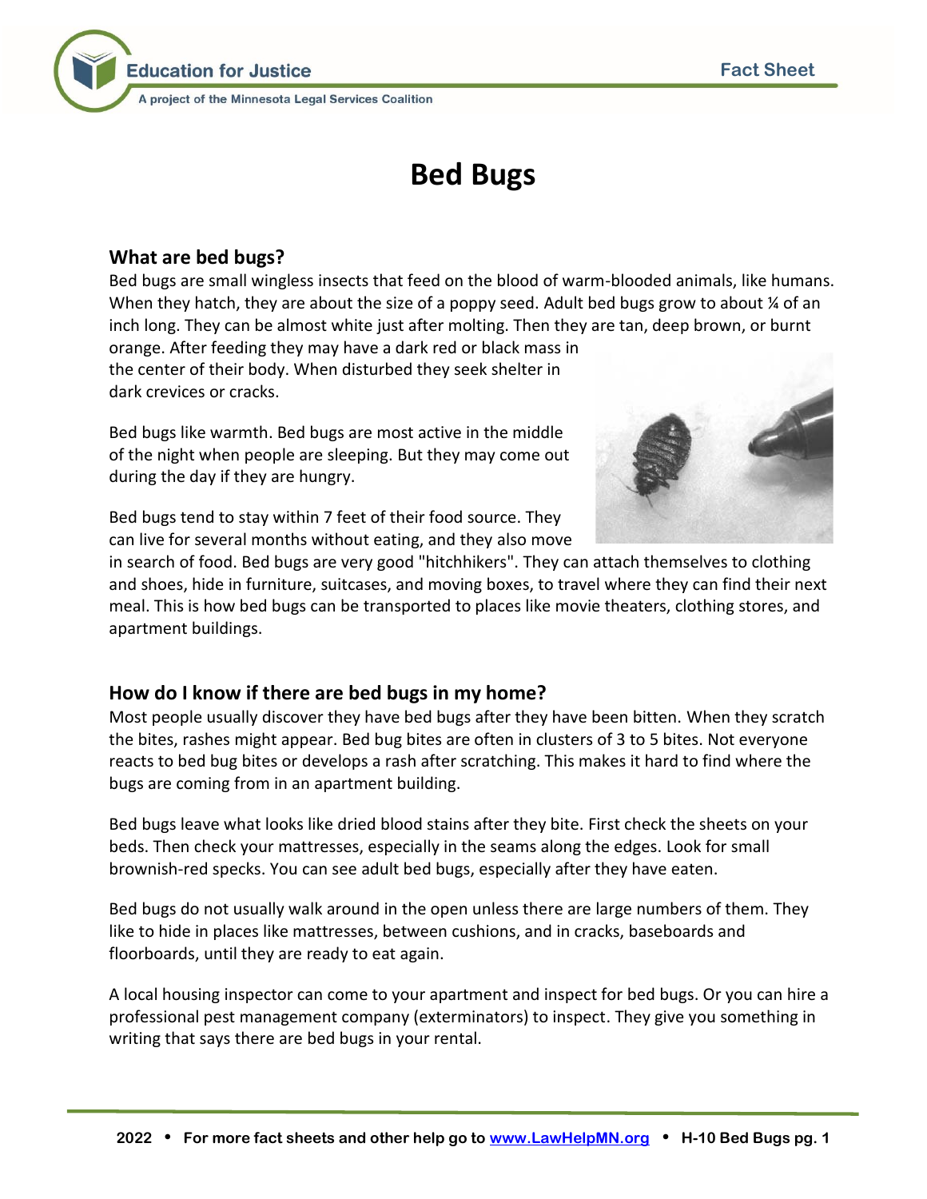# Bed Bugs

## What are bed bugs?

Bed bugs are small wingless insects that feed on the blood of warm-blooded animals, like humans. When they hatch, they are about the size of a poppy seed. Adult bed bugs grow to about ¼ of an inch long. They can be almost white just after molting. Then they are tan, deep brown, or burnt orange. After feeding they may have a dark red or black mass in the center of their body. When disturbed they seek shelter in dark crevices or cracks.

Bed bugs like warmth. Bed bugs are most active in the middle of the night when people are sleeping. But they may come out during the day if they are hungry.

Bed bugs tend to stay within 7 feet of their food source. They can live for several months without eating, and they also move in search of food. Bed bugs are very good "hitchhikers". They can attach themselves to clothing and shoes, hide in furniture, suitcases, and moving boxes, to travel where they can find their next meal. This is how bed bugs can be transported to places like movie theaters, clothing stores, and apartment buildings.

## How do I know if there are bed bugs in my home?

Most people usually discover they have bed bugs after they have been bitten. When they scratch the bites, rashes might appear. Bed bug bites are often in clusters of 3 to 5 bites. Not everyone reacts to bed bug bites or develops a rash after scratching. This makes it hard to find where the bugs are coming from in an apartment building.

Bed bugs leave what looks like dried blood stains after they bite. First check the sheets on your beds. Then check your mattresses, especially in the seams along the edges. Look for small brownish-red specks. You can see adult bed bugs, especially after they have eaten.

Bed bugs do not usually walk around in the open unless there are large numbers of them. They like to hide in places like mattresses, between cushions, and in cracks, baseboards and floorboards, until they are ready to eat again.

A local housing inspector can come to your apartment and inspect for bed bugs. Or you can hire a professional pest management company (exterminators) to inspect. They give you something in writing that says there are bed bugs in your rental.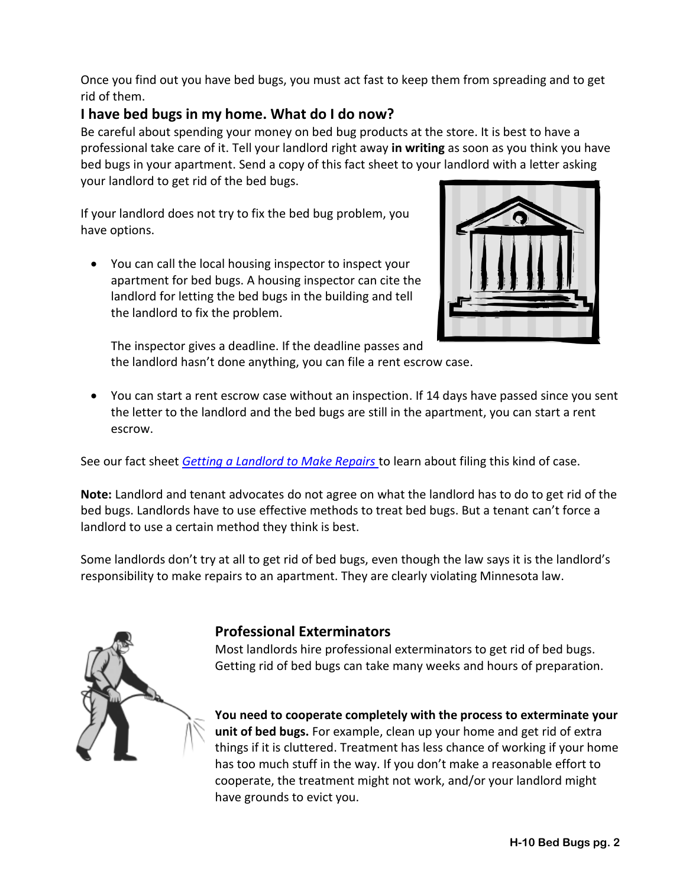Once you find out you have bed bugs, you must act fast to keep them from spreading and to get rid of them.

## I have bed bugs in my home. What do I do now?

Be careful about spending your money on bed bug products at the store. It is best to have a professional take care of it. Tell your landlord right away **in writing** as soon as you think you have bed bugs in your apartment. Send a copy of this fact sheet to your landlord with a letter asking your landlord to get rid of the bed bugs.

If your landlord does not try to fix the bed bug problem, you have options.

- You can call the local housing inspector to inspect your apartment for bed bugs. A housing inspector can cite the landlord for letting the bed bugs in the building and tell the landlord to fix the problem.

  The inspector gives a deadline. If the deadline passes and the landlord hasn't done anything, you can file a rent escrow case.

- You can start a rent escrow case without an inspection. If 14 days have passed since you sent the letter to the landlord and the bed bugs are still in the apartment, you can start a rent escrow.

See our fact sheet *Getting a Landlord to Make Repairs* to learn about filing this kind of case.

**Note:** Landlord and tenant advocates do not agree on what the landlord has to do to get rid of the bed bugs. Landlords have to use effective methods to treat bed bugs. But a tenant can't force a landlord to use a certain method they think is best.

Some landlords don't try at all to get rid of bed bugs, even though the law says it is the landlord's responsibility to make repairs to an apartment. They are clearly violating Minnesota law.

## Professional Exterminators

Most landlords hire professional exterminators to get rid of bed bugs. Getting rid of bed bugs can take many weeks and hours of preparation.

**You need to cooperate completely with the process to exterminate your unit of bed bugs.** For example, clean up your home and get rid of extra things if it is cluttered. Treatment has less chance of working if your home has too much stuff in the way. If you don't make a reasonable effort to cooperate, the treatment might not work, and/or your landlord might have grounds to evict you.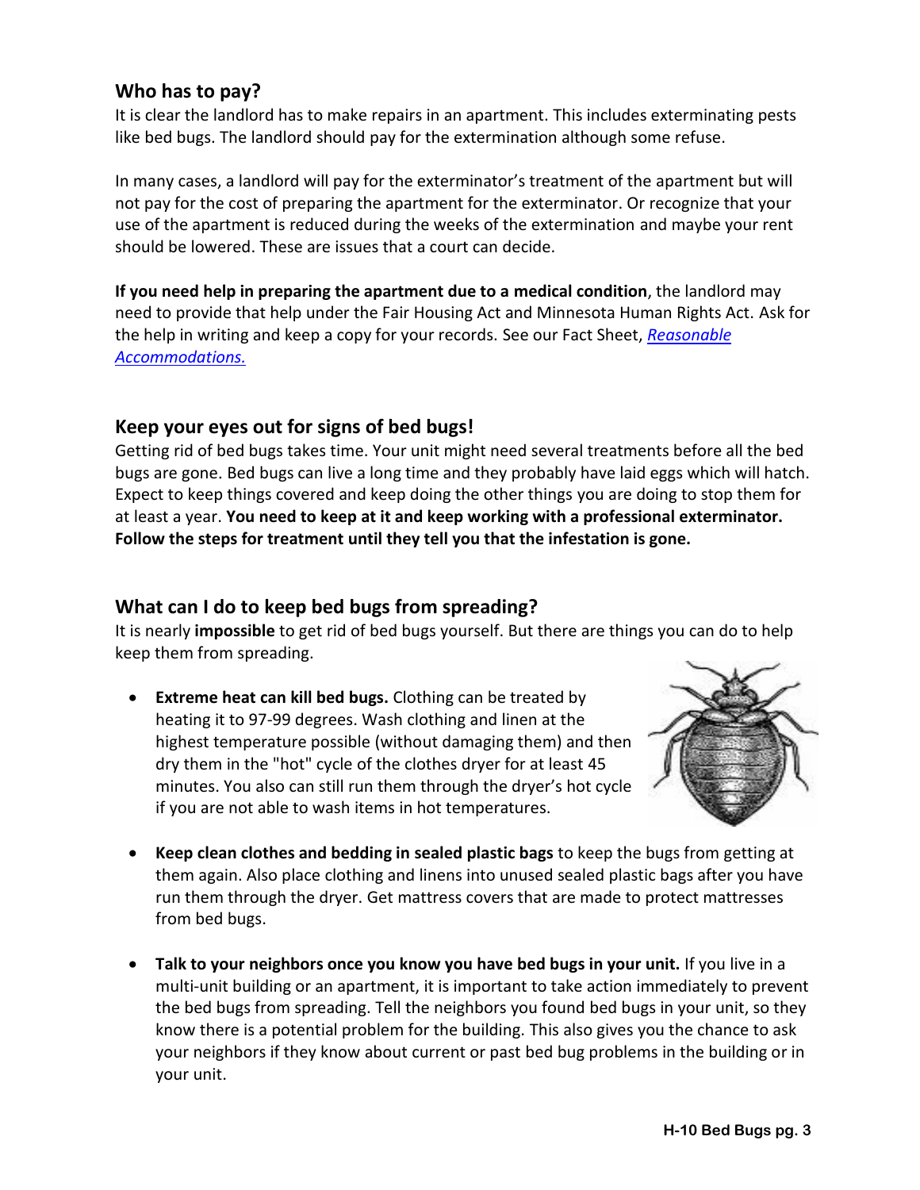## Who has to pay?

It is clear the landlord has to make repairs in an apartment. This includes exterminating pests like bed bugs. The landlord should pay for the extermination although some refuse.

In many cases, a landlord will pay for the exterminator's treatment of the apartment but will not pay for the cost of preparing the apartment for the exterminator. Or recognize that your use of the apartment is reduced during the weeks of the extermination and maybe your rent should be lowered. These are issues that a court can decide.

**If you need help in preparing the apartment due to a medical condition**, the landlord may need to provide that help under the Fair Housing Act and Minnesota Human Rights Act. Ask for the help in writing and keep a copy for your records. See our Fact Sheet, *Reasonable Accommodations.*

## Keep your eyes out for signs of bed bugs!

Getting rid of bed bugs takes time. Your unit might need several treatments before all the bed bugs are gone. Bed bugs can live a long time and they probably have laid eggs which will hatch. Expect to keep things covered and keep doing the other things you are doing to stop them for at least a year. **You need to keep at it and keep working with a professional exterminator. Follow the steps for treatment until they tell you that the infestation is gone.**

## What can I do to keep bed bugs from spreading?

It is nearly **impossible** to get rid of bed bugs yourself. But there are things you can do to help keep them from spreading.

- **Extreme heat can kill bed bugs.** Clothing can be treated by heating it to 97-99 degrees. Wash clothing and linen at the highest temperature possible (without damaging them) and then dry them in the "hot" cycle of the clothes dryer for at least 45 minutes. You also can still run them through the dryer's hot cycle if you are not able to wash items in hot temperatures.

- **Keep clean clothes and bedding in sealed plastic bags** to keep the bugs from getting at them again. Also place clothing and linens into unused sealed plastic bags after you have run them through the dryer. Get mattress covers that are made to protect mattresses from bed bugs.

- **Talk to your neighbors once you know you have bed bugs in your unit.** If you live in a multi-unit building or an apartment, it is important to take action immediately to prevent the bed bugs from spreading. Tell the neighbors you found bed bugs in your unit, so they know there is a potential problem for the building. This also gives you the chance to ask your neighbors if they know about current or past bed bug problems in the building or in your unit.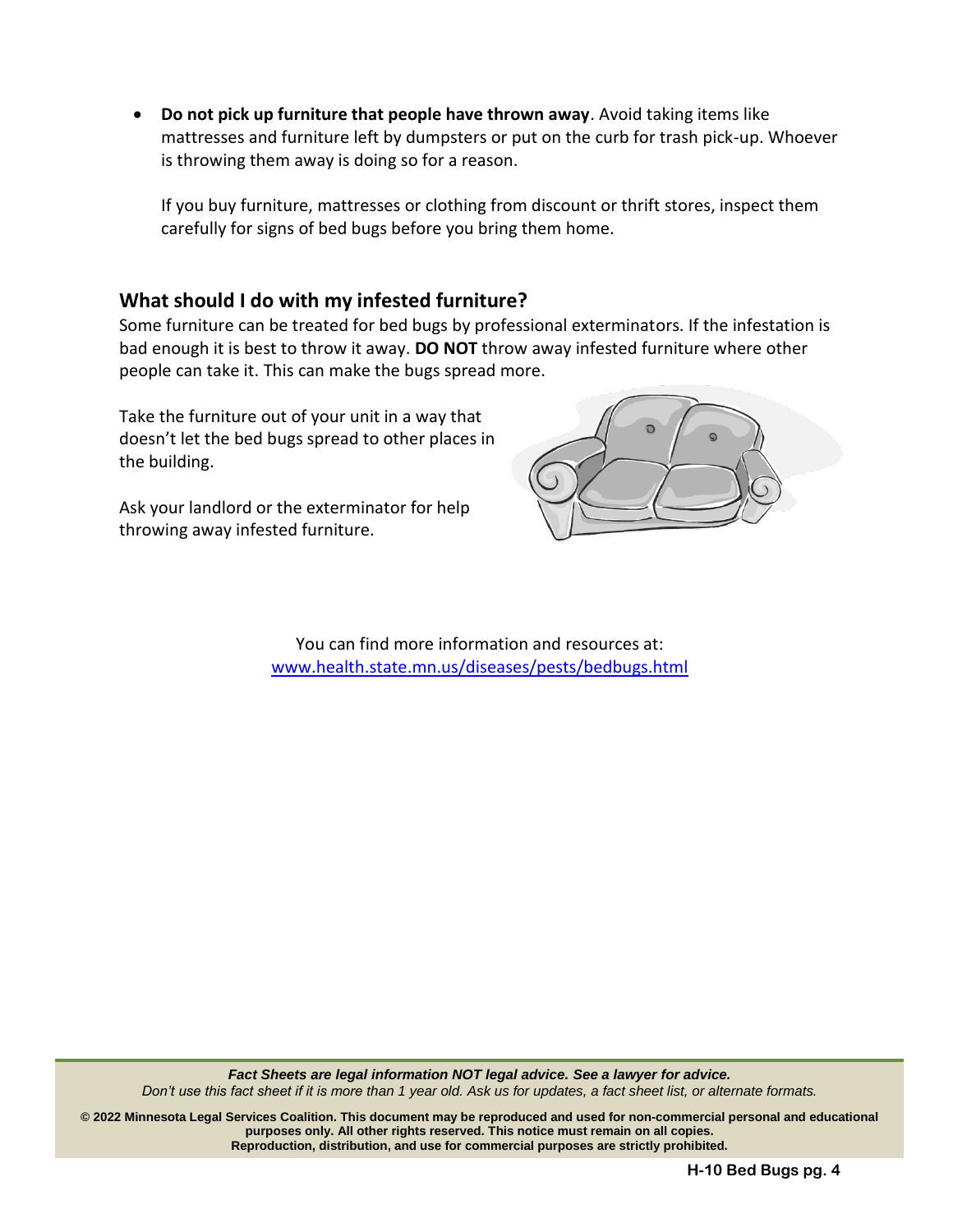- **Do not pick up furniture that people have thrown away**. Avoid taking items like mattresses and furniture left by dumpsters or put on the curb for trash pick-up. Whoever is throwing them away is doing so for a reason.

  If you buy furniture, mattresses or clothing from discount or thrift stores, inspect them carefully for signs of bed bugs before you bring them home.

## What should I do with my infested furniture?

Some furniture can be treated for bed bugs by professional exterminators. If the infestation is bad enough it is best to throw it away. **DO NOT** throw away infested furniture where other people can take it. This can make the bugs spread more.

Take the furniture out of your unit in a way that doesn't let the bed bugs spread to other places in the building.

Ask your landlord or the exterminator for help throwing away infested furniture.

You can find more information and resources at:
www.health.state.mn.us/diseases/pests/bedbugs.html

***Fact Sheets are legal information NOT legal advice. See a lawyer for advice.***
*Don't use this fact sheet if it is more than 1 year old. Ask us for updates, a fact sheet list, or alternate formats.*

**© 2022 Minnesota Legal Services Coalition. This document may be reproduced and used for non-commercial personal and educational purposes only. All other rights reserved. This notice must remain on all copies. Reproduction, distribution, and use for commercial purposes are strictly prohibited.**

**H-10 Bed Bugs**